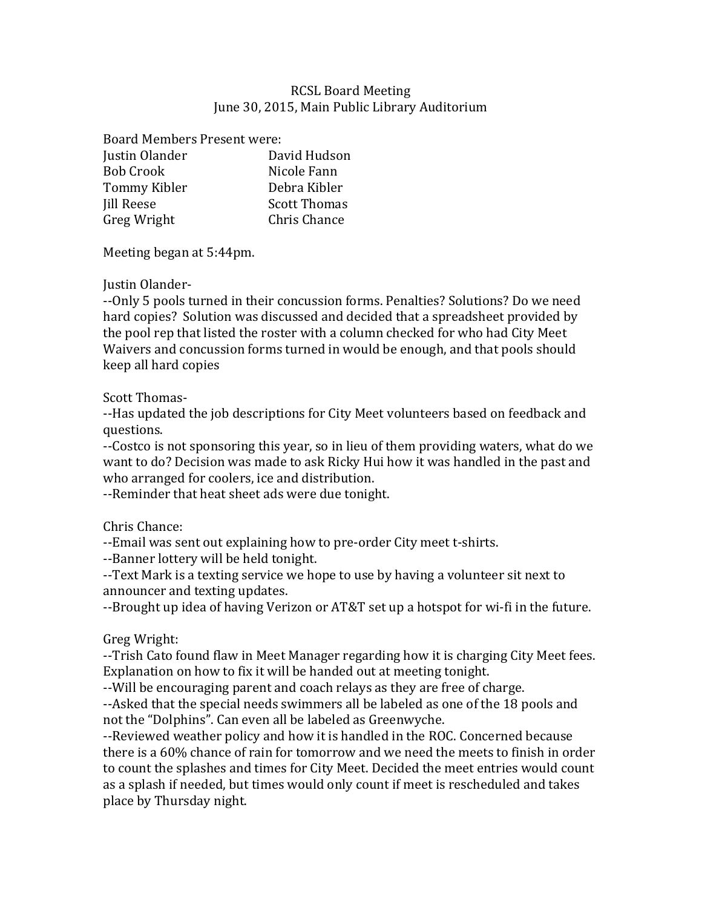# RCSL Board Meeting

June 30, 2015, Main Public Library Auditorium

Board Members Present were:

| | |
|---|---|
| Justin Olander | David Hudson |
| Bob Crook | Nicole Fann |
| Tommy Kibler | Debra Kibler |
| Jill Reese | Scott Thomas |
| Greg Wright | Chris Chance |

Meeting began at 5:44pm.

Justin Olander-

--Only 5 pools turned in their concussion forms. Penalties? Solutions? Do we need hard copies? Solution was discussed and decided that a spreadsheet provided by the pool rep that listed the roster with a column checked for who had City Meet Waivers and concussion forms turned in would be enough, and that pools should keep all hard copies

Scott Thomas-

--Has updated the job descriptions for City Meet volunteers based on feedback and questions.

--Costco is not sponsoring this year, so in lieu of them providing waters, what do we want to do? Decision was made to ask Ricky Hui how it was handled in the past and who arranged for coolers, ice and distribution.

--Reminder that heat sheet ads were due tonight.

Chris Chance:

--Email was sent out explaining how to pre-order City meet t-shirts.

--Banner lottery will be held tonight.

--Text Mark is a texting service we hope to use by having a volunteer sit next to announcer and texting updates.

--Brought up idea of having Verizon or AT&T set up a hotspot for wi-fi in the future.

Greg Wright:

--Trish Cato found flaw in Meet Manager regarding how it is charging City Meet fees. Explanation on how to fix it will be handed out at meeting tonight.

--Will be encouraging parent and coach relays as they are free of charge.

--Asked that the special needs swimmers all be labeled as one of the 18 pools and not the "Dolphins". Can even all be labeled as Greenwyche.

--Reviewed weather policy and how it is handled in the ROC. Concerned because there is a 60% chance of rain for tomorrow and we need the meets to finish in order to count the splashes and times for City Meet. Decided the meet entries would count as a splash if needed, but times would only count if meet is rescheduled and takes place by Thursday night.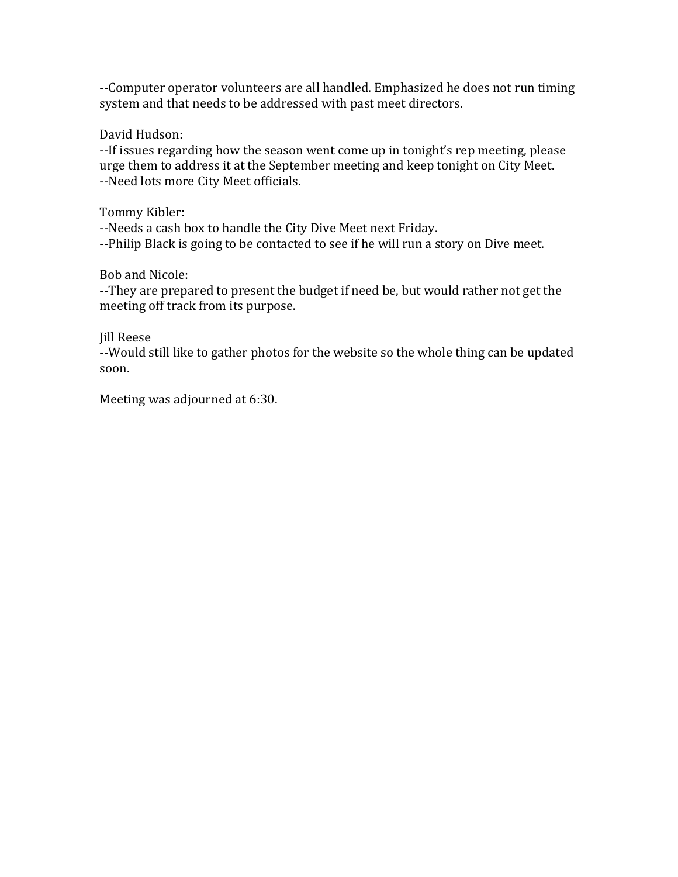--Computer operator volunteers are all handled. Emphasized he does not run timing system and that needs to be addressed with past meet directors.

David Hudson:
--If issues regarding how the season went come up in tonight's rep meeting, please urge them to address it at the September meeting and keep tonight on City Meet.
--Need lots more City Meet officials.

Tommy Kibler:
--Needs a cash box to handle the City Dive Meet next Friday.
--Philip Black is going to be contacted to see if he will run a story on Dive meet.

Bob and Nicole:
--They are prepared to present the budget if need be, but would rather not get the meeting off track from its purpose.

Jill Reese
--Would still like to gather photos for the website so the whole thing can be updated soon.

Meeting was adjourned at 6:30.